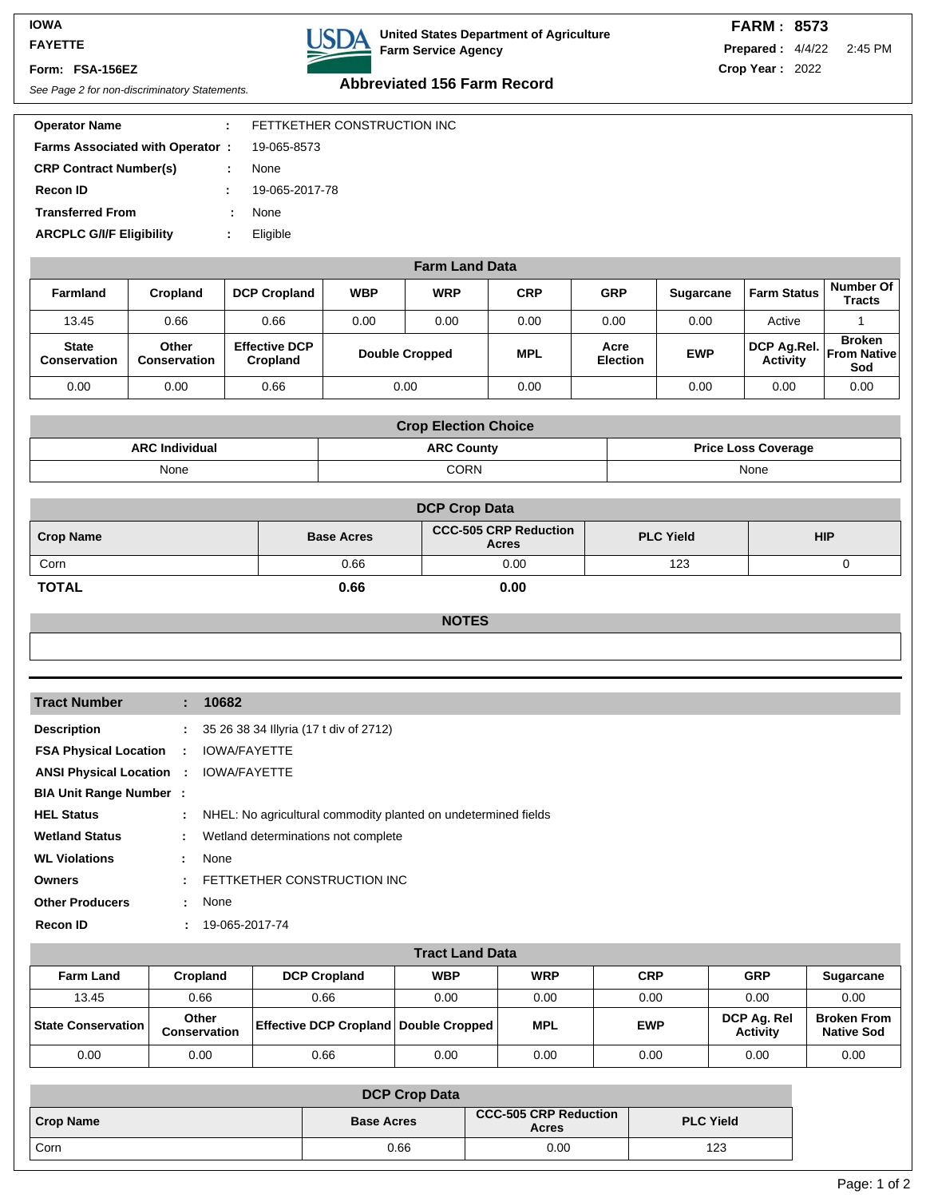**IOWA**
**FAYETTE**

**Form: FSA-156EZ**

*See Page 2 for non-discriminatory Statements.*

**United States Department of Agriculture**
**Farm Service Agency**

## Abbreviated 156 Farm Record

**FARM : 8573**
**Prepared :** 4/4/22 2:45 PM
**Crop Year :** 2022

| | | |
|---|---|---|
| **Operator Name** | : | FETTKETHER CONSTRUCTION INC |
| **Farms Associated with Operator** | : | 19-065-8573 |
| **CRP Contract Number(s)** | : | None |
| **Recon ID** | : | 19-065-2017-78 |
| **Transferred From** | : | None |
| **ARCPLC G/I/F Eligibility** | : | Eligible |

### Farm Land Data

| Farmland | Cropland | DCP Cropland | WBP | WRP | CRP | GRP | Sugarcane | Farm Status | Number Of Tracts |
|---|---|---|---|---|---|---|---|---|---|
| 13.45 | 0.66 | 0.66 | 0.00 | 0.00 | 0.00 | 0.00 | 0.00 | Active | 1 |
| **State Conservation** | **Other Conservation** | **Effective DCP Cropland** | **Double Cropped** | | **MPL** | **Acre Election** | **EWP** | **DCP Ag.Rel. Activity** | **Broken From Native Sod** |
| 0.00 | 0.00 | 0.66 | 0.00 | | 0.00 | | 0.00 | 0.00 | 0.00 |

### Crop Election Choice

| ARC Individual | ARC County | Price Loss Coverage |
|---|---|---|
| None | CORN | None |

### DCP Crop Data

| Crop Name | Base Acres | CCC-505 CRP Reduction Acres | PLC Yield | HIP |
|---|---|---|---|---|
| Corn | 0.66 | 0.00 | 123 | 0 |
| **TOTAL** | **0.66** | **0.00** | | |

### NOTES

| | | |
|---|---|---|
| **Tract Number** | : | **10682** |
| **Description** | : | 35 26 38 34 Illyria (17 t div of 2712) |
| **FSA Physical Location** | : | IOWA/FAYETTE |
| **ANSI Physical Location** | : | IOWA/FAYETTE |
| **BIA Unit Range Number** | : | |
| **HEL Status** | : | NHEL: No agricultural commodity planted on undetermined fields |
| **Wetland Status** | : | Wetland determinations not complete |
| **WL Violations** | : | None |
| **Owners** | : | FETTKETHER CONSTRUCTION INC |
| **Other Producers** | : | None |
| **Recon ID** | : | 19-065-2017-74 |

### Tract Land Data

| Farm Land | Cropland | DCP Cropland | WBP | WRP | CRP | GRP | Sugarcane |
|---|---|---|---|---|---|---|---|
| 13.45 | 0.66 | 0.66 | 0.00 | 0.00 | 0.00 | 0.00 | 0.00 |
| **State Conservation** | **Other Conservation** | **Effective DCP Cropland** | **Double Cropped** | **MPL** | **EWP** | **DCP Ag. Rel Activity** | **Broken From Native Sod** |
| 0.00 | 0.00 | 0.66 | 0.00 | 0.00 | 0.00 | 0.00 | 0.00 |

### DCP Crop Data

| Crop Name | Base Acres | CCC-505 CRP Reduction Acres | PLC Yield |
|---|---|---|---|
| Corn | 0.66 | 0.00 | 123 |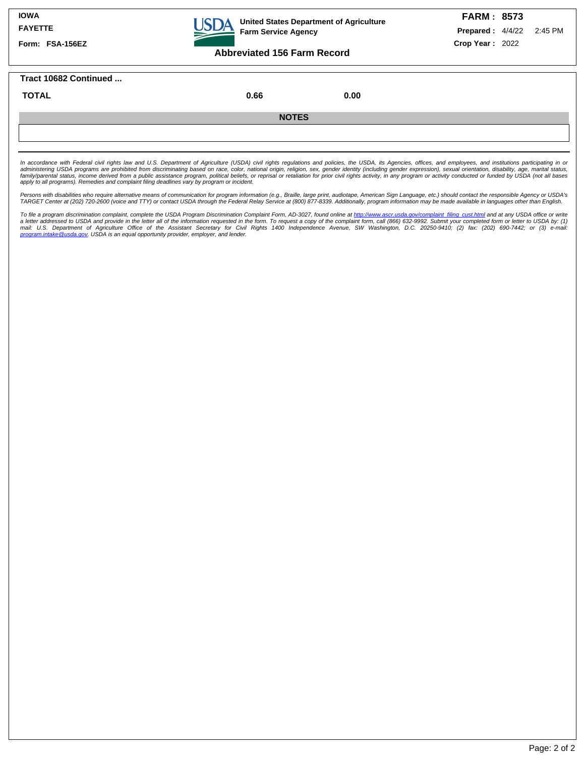IOWA
FAYETTE
Form: FSA-156EZ

United States Department of Agriculture
Farm Service Agency

**FARM : 8573**
**Prepared :** 4/4/22 2:45 PM
**Crop Year :** 2022

## Abbreviated 156 Farm Record

**Tract 10682 Continued ...**

| | | |
|---|---|---|
| **TOTAL** | **0.66** | **0.00** |

**NOTES**

*In accordance with Federal civil rights law and U.S. Department of Agriculture (USDA) civil rights regulations and policies, the USDA, its Agencies, offices, and employees, and institutions participating in or administering USDA programs are prohibited from discriminating based on race, color, national origin, religion, sex, gender identity (including gender expression), sexual orientation, disability, age, marital status, family/parental status, income derived from a public assistance program, political beliefs, or reprisal or retaliation for prior civil rights activity, in any program or activity conducted or funded by USDA (not all bases apply to all programs). Remedies and complaint filing deadlines vary by program or incident.*

*Persons with disabilities who require alternative means of communication for program information (e.g., Braille, large print, audiotape, American Sign Language, etc.) should contact the responsible Agency or USDA's TARGET Center at (202) 720-2600 (voice and TTY) or contact USDA through the Federal Relay Service at (800) 877-8339. Additionally, program information may be made available in languages other than English.*

*To file a program discrimination complaint, complete the USDA Program Discrimination Complaint Form, AD-3027, found online at http://www.ascr.usda.gov/complaint_filing_cust.html and at any USDA office or write a letter addressed to USDA and provide in the letter all of the information requested in the form. To request a copy of the complaint form, call (866) 632-9992. Submit your completed form or letter to USDA by: (1) mail: U.S. Department of Agriculture Office of the Assistant Secretary for Civil Rights 1400 Independence Avenue, SW Washington, D.C. 20250-9410; (2) fax: (202) 690-7442; or (3) e-mail: program.intake@usda.gov. USDA is an equal opportunity provider, employer, and lender.*